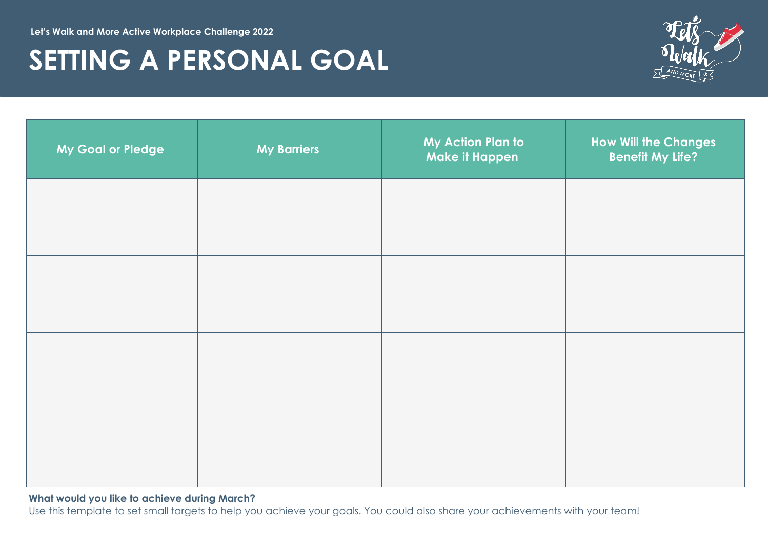Let's Walk and More Active Workplace Challenge 2022

# SETTING A PERSONAL GOAL

| My Goal or Pledge | My Barriers | My Action Plan to Make it Happen | How Will the Changes Benefit My Life? |
| --- | --- | --- | --- |
| | | | |
| | | | |
| | | | |
| | | | |

**What would you like to achieve during March?**

Use this template to set small targets to help you achieve your goals. You could also share your achievements with your team!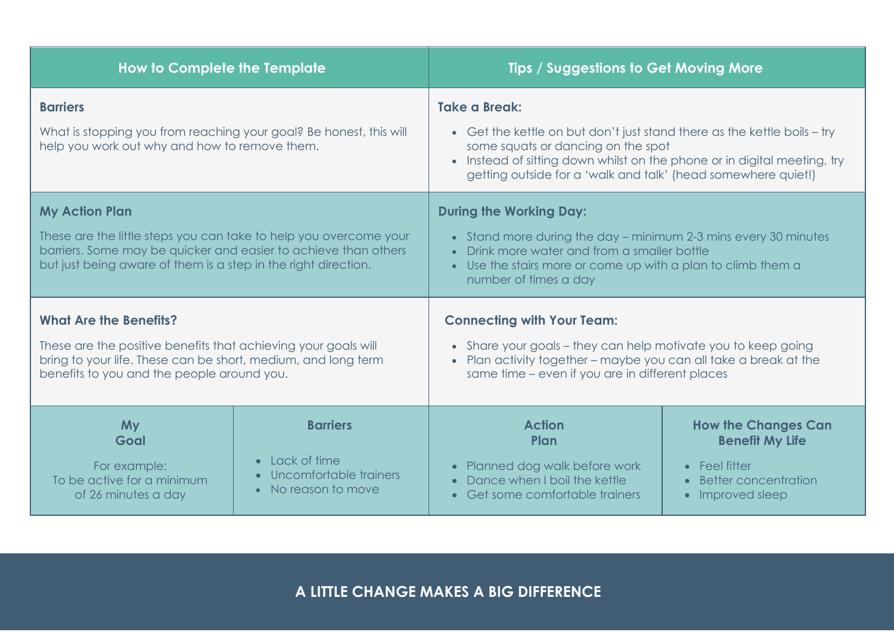| How to Complete the Template | Tips / Suggestions to Get Moving More |
|---|---|
| **Barriers**<br>What is stopping you from reaching your goal? Be honest, this will help you work out why and how to remove them. | **Take a Break:**<br>• Get the kettle on but don't just stand there as the kettle boils – try some squats or dancing on the spot<br>• Instead of sitting down whilst on the phone or in digital meeting, try getting outside for a 'walk and talk' (head somewhere quiet!) |
| **My Action Plan**<br>These are the little steps you can take to help you overcome your barriers. Some may be quicker and easier to achieve than others but just being aware of them is a step in the right direction. | **During the Working Day:**<br>• Stand more during the day – minimum 2-3 mins every 30 minutes<br>• Drink more water and from a smaller bottle<br>• Use the stairs more or come up with a plan to climb them a number of times a day |
| **What Are the Benefits?**<br>These are the positive benefits that achieving your goals will bring to your life. These can be short, medium, and long term benefits to you and the people around you. | **Connecting with Your Team:**<br>• Share your goals – they can help motivate you to keep going<br>• Plan activity together – maybe you can all take a break at the same time – even if you are in different places |

| My Goal | Barriers | Action Plan | How the Changes Can Benefit My Life |
|---|---|---|---|
| For example:<br>To be active for a minimum of 26 minutes a day | • Lack of time<br>• Uncomfortable trainers<br>• No reason to move | • Planned dog walk before work<br>• Dance when I boil the kettle<br>• Get some comfortable trainers | • Feel fitter<br>• Better concentration<br>• Improved sleep |

**A LITTLE CHANGE MAKES A BIG DIFFERENCE**